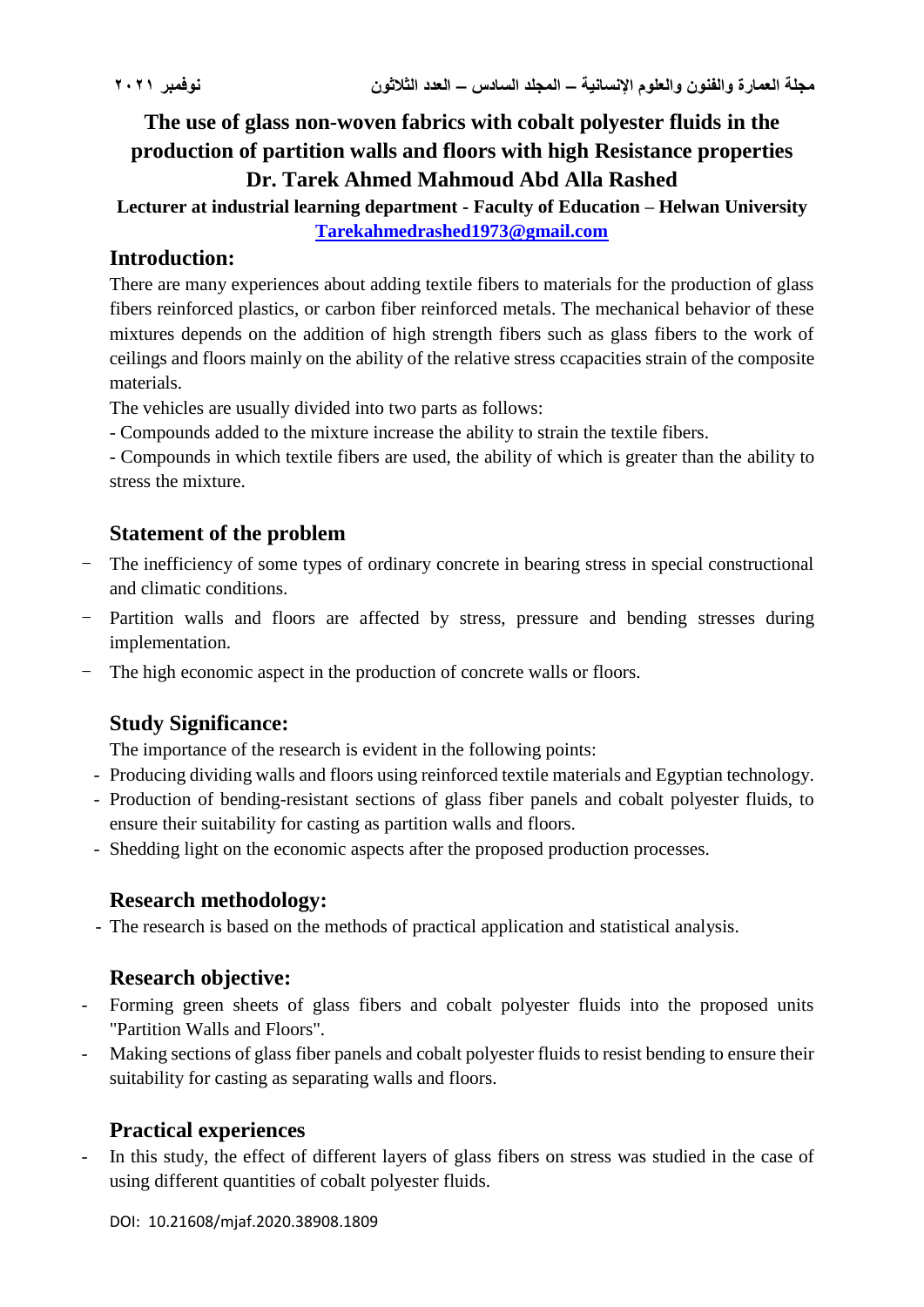# The use of glass non-woven fabrics with cobalt polyester fluids in the production of partition walls and floors with high Resistance properties

**Dr. Tarek Ahmed Mahmoud Abd Alla Rashed**

**Lecturer at industrial learning department - Faculty of Education – Helwan University**

**Tarekahmedrashed1973@gmail.com**

## Introduction:

There are many experiences about adding textile fibers to materials for the production of glass fibers reinforced plastics, or carbon fiber reinforced metals. The mechanical behavior of these mixtures depends on the addition of high strength fibers such as glass fibers to the work of ceilings and floors mainly on the ability of the relative stress ccapacities strain of the composite materials.

The vehicles are usually divided into two parts as follows:

- Compounds added to the mixture increase the ability to strain the textile fibers.
- Compounds in which textile fibers are used, the ability of which is greater than the ability to stress the mixture.

## Statement of the problem

- The inefficiency of some types of ordinary concrete in bearing stress in special constructional and climatic conditions.
- Partition walls and floors are affected by stress, pressure and bending stresses during implementation.
- The high economic aspect in the production of concrete walls or floors.

## Study Significance:

The importance of the research is evident in the following points:

- Producing dividing walls and floors using reinforced textile materials and Egyptian technology.
- Production of bending-resistant sections of glass fiber panels and cobalt polyester fluids, to ensure their suitability for casting as partition walls and floors.
- Shedding light on the economic aspects after the proposed production processes.

## Research methodology:

- The research is based on the methods of practical application and statistical analysis.

## Research objective:

- Forming green sheets of glass fibers and cobalt polyester fluids into the proposed units "Partition Walls and Floors".
- Making sections of glass fiber panels and cobalt polyester fluids to resist bending to ensure their suitability for casting as separating walls and floors.

## Practical experiences

- In this study, the effect of different layers of glass fibers on stress was studied in the case of using different quantities of cobalt polyester fluids.

DOI: 10.21608/mjaf.2020.38908.1809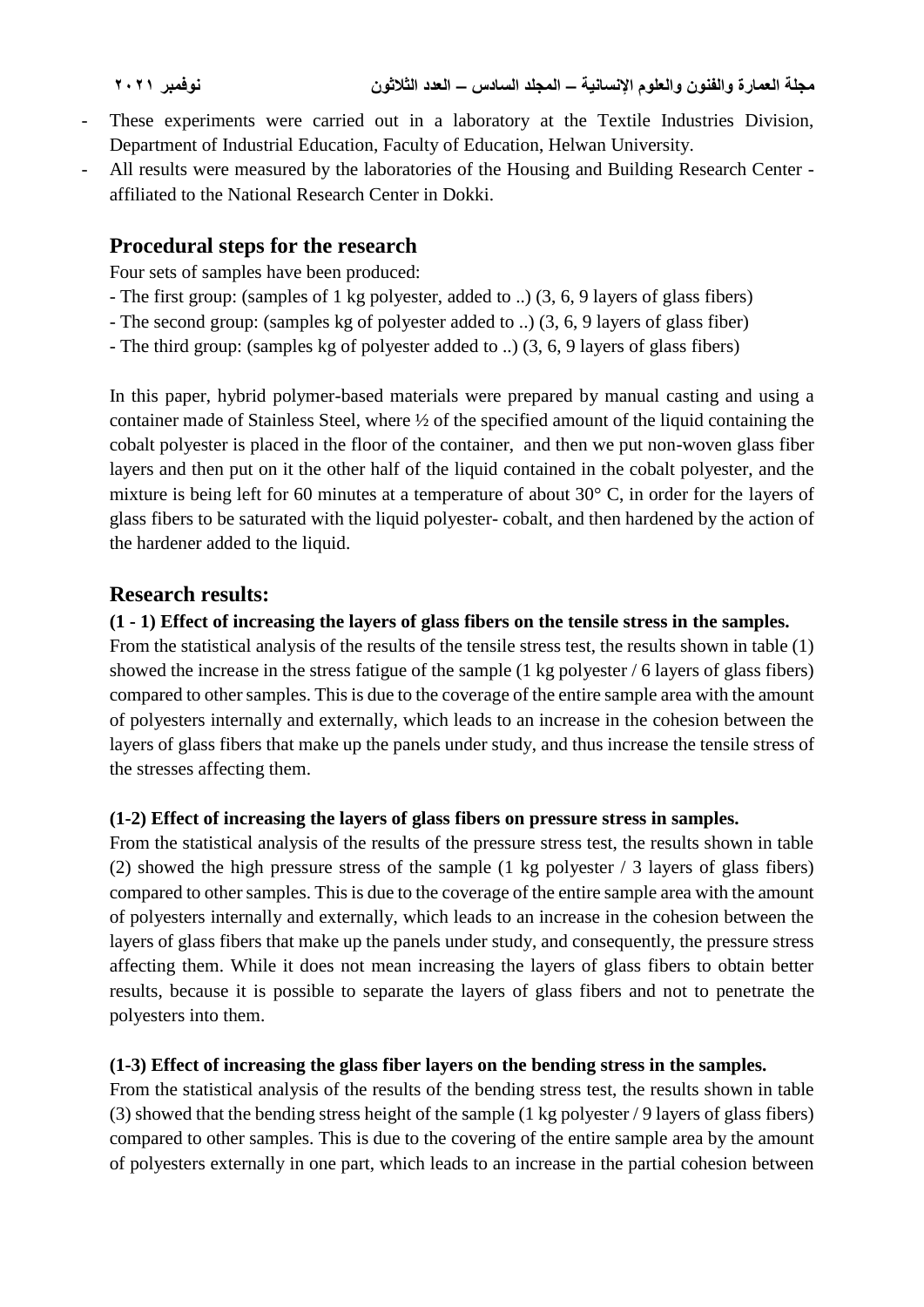- These experiments were carried out in a laboratory at the Textile Industries Division, Department of Industrial Education, Faculty of Education, Helwan University.
- All results were measured by the laboratories of the Housing and Building Research Center - affiliated to the National Research Center in Dokki.

## Procedural steps for the research

Four sets of samples have been produced:

- The first group: (samples of 1 kg polyester, added to ..) (3, 6, 9 layers of glass fibers)
- The second group: (samples kg of polyester added to ..) (3, 6, 9 layers of glass fiber)
- The third group: (samples kg of polyester added to ..) (3, 6, 9 layers of glass fibers)

In this paper, hybrid polymer-based materials were prepared by manual casting and using a container made of Stainless Steel, where ½ of the specified amount of the liquid containing the cobalt polyester is placed in the floor of the container, and then we put non-woven glass fiber layers and then put on it the other half of the liquid contained in the cobalt polyester, and the mixture is being left for 60 minutes at a temperature of about 30° C, in order for the layers of glass fibers to be saturated with the liquid polyester- cobalt, and then hardened by the action of the hardener added to the liquid.

## Research results:

**(1 - 1) Effect of increasing the layers of glass fibers on the tensile stress in the samples.**

From the statistical analysis of the results of the tensile stress test, the results shown in table (1) showed the increase in the stress fatigue of the sample (1 kg polyester / 6 layers of glass fibers) compared to other samples. This is due to the coverage of the entire sample area with the amount of polyesters internally and externally, which leads to an increase in the cohesion between the layers of glass fibers that make up the panels under study, and thus increase the tensile stress of the stresses affecting them.

**(1-2) Effect of increasing the layers of glass fibers on pressure stress in samples.**

From the statistical analysis of the results of the pressure stress test, the results shown in table (2) showed the high pressure stress of the sample (1 kg polyester / 3 layers of glass fibers) compared to other samples. This is due to the coverage of the entire sample area with the amount of polyesters internally and externally, which leads to an increase in the cohesion between the layers of glass fibers that make up the panels under study, and consequently, the pressure stress affecting them. While it does not mean increasing the layers of glass fibers to obtain better results, because it is possible to separate the layers of glass fibers and not to penetrate the polyesters into them.

**(1-3) Effect of increasing the glass fiber layers on the bending stress in the samples.**

From the statistical analysis of the results of the bending stress test, the results shown in table (3) showed that the bending stress height of the sample (1 kg polyester / 9 layers of glass fibers) compared to other samples. This is due to the covering of the entire sample area by the amount of polyesters externally in one part, which leads to an increase in the partial cohesion between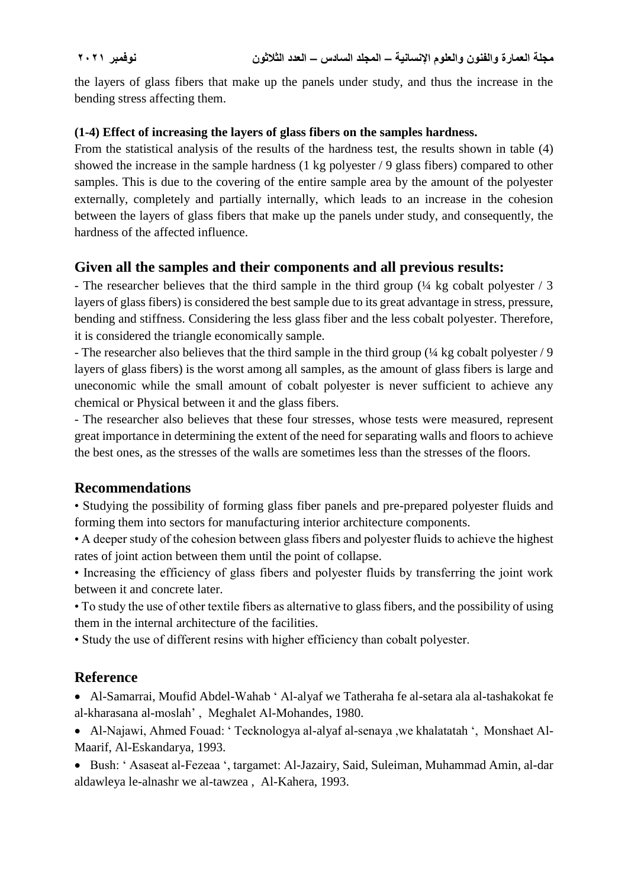the layers of glass fibers that make up the panels under study, and thus the increase in the bending stress affecting them.

### (1-4) Effect of increasing the layers of glass fibers on the samples hardness.

From the statistical analysis of the results of the hardness test, the results shown in table (4) showed the increase in the sample hardness (1 kg polyester / 9 glass fibers) compared to other samples. This is due to the covering of the entire sample area by the amount of the polyester externally, completely and partially internally, which leads to an increase in the cohesion between the layers of glass fibers that make up the panels under study, and consequently, the hardness of the affected influence.

## Given all the samples and their components and all previous results:

- The researcher believes that the third sample in the third group (¼ kg cobalt polyester / 3 layers of glass fibers) is considered the best sample due to its great advantage in stress, pressure, bending and stiffness. Considering the less glass fiber and the less cobalt polyester. Therefore, it is considered the triangle economically sample.
- The researcher also believes that the third sample in the third group (¼ kg cobalt polyester / 9 layers of glass fibers) is the worst among all samples, as the amount of glass fibers is large and uneconomic while the small amount of cobalt polyester is never sufficient to achieve any chemical or Physical between it and the glass fibers.
- The researcher also believes that these four stresses, whose tests were measured, represent great importance in determining the extent of the need for separating walls and floors to achieve the best ones, as the stresses of the walls are sometimes less than the stresses of the floors.

## Recommendations

- Studying the possibility of forming glass fiber panels and pre-prepared polyester fluids and forming them into sectors for manufacturing interior architecture components.
- A deeper study of the cohesion between glass fibers and polyester fluids to achieve the highest rates of joint action between them until the point of collapse.
- Increasing the efficiency of glass fibers and polyester fluids by transferring the joint work between it and concrete later.
- To study the use of other textile fibers as alternative to glass fibers, and the possibility of using them in the internal architecture of the facilities.
- Study the use of different resins with higher efficiency than cobalt polyester.

## Reference

- Al-Samarrai, Moufid Abdel-Wahab ' Al-alyaf we Tatheraha fe al-setara ala al-tashakokat fe al-kharasana al-moslah' , Meghalet Al-Mohandes, 1980.
- Al-Najawi, Ahmed Fouad: ' Tecknologya al-alyaf al-senaya ,we khalatatah ', Monshaet Al-Maarif, Al-Eskandarya, 1993.
- Bush: ' Asaseat al-Fezeaa ', targamet: Al-Jazairy, Said, Suleiman, Muhammad Amin, al-dar aldawleya le-alnashr we al-tawzea , Al-Kahera, 1993.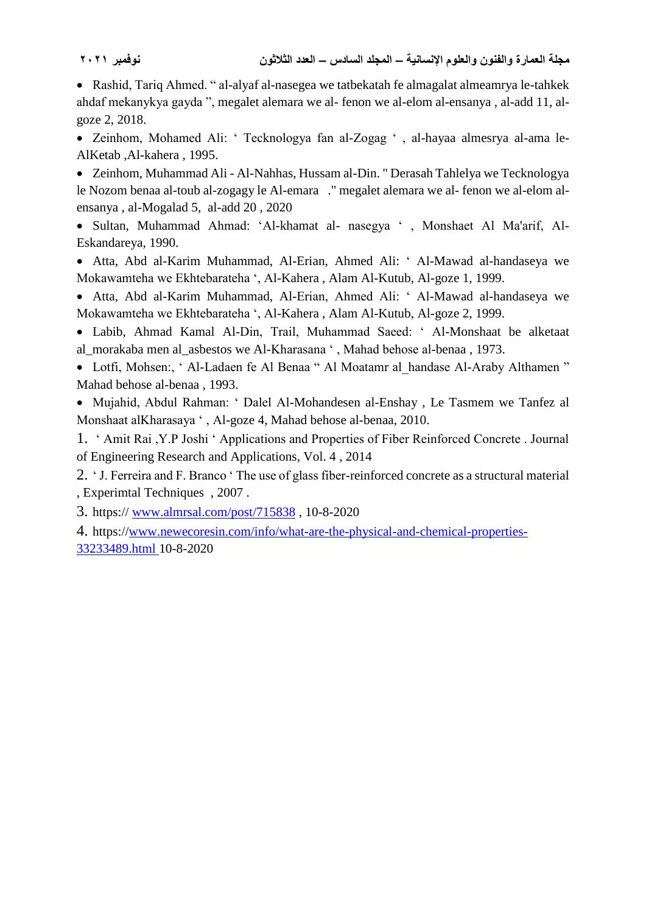- Rashid, Tariq Ahmed. “ al-alyaf al-nasegea we tatbekatah fe almagalat almeamrya le-tahkek ahdaf mekanykya gayda ”, megalet alemara we al- fenon we al-elom al-ensanya , al-add 11, al-goze 2, 2018.
- Zeinhom, Mohamed Ali: ‘ Tecknologya fan al-Zogag ‘ , al-hayaa almesrya al-ama le-AlKetab ,Al-kahera , 1995.
- Zeinhom, Muhammad Ali - Al-Nahhas, Hussam al-Din. " Derasah Tahlelya we Tecknologya le Nozom benaa al-toub al-zogagy le Al-emara ." megalet alemara we al- fenon we al-elom al-ensanya , al-Mogalad 5, al-add 20 , 2020
- Sultan, Muhammad Ahmad: ‘Al-khamat al- nasegya ‘ , Monshaet Al Ma'arif, Al-Eskandareya, 1990.
- Atta, Abd al-Karim Muhammad, Al-Erian, Ahmed Ali: ‘ Al-Mawad al-handaseya we Mokawamteha we Ekhtebarateha ‘, Al-Kahera , Alam Al-Kutub, Al-goze 1, 1999.
- Atta, Abd al-Karim Muhammad, Al-Erian, Ahmed Ali: ‘ Al-Mawad al-handaseya we Mokawamteha we Ekhtebarateha ‘, Al-Kahera , Alam Al-Kutub, Al-goze 2, 1999.
- Labib, Ahmad Kamal Al-Din, Trail, Muhammad Saeed: ‘ Al-Monshaat be alketaat al_morakaba men al_asbestos we Al-Kharasana ‘ , Mahad behose al-benaa , 1973.
- Lotfi, Mohsen:, ‘ Al-Ladaen fe Al Benaa “ Al Moatamr al_handase Al-Araby Althamen ” Mahad behose al-benaa , 1993.
- Mujahid, Abdul Rahman: ‘ Dalel Al-Mohandesen al-Enshay , Le Tasmem we Tanfez al Monshaat alKharasaya ‘ , Al-goze 4, Mahad behose al-benaa, 2010.

1. ‘ Amit Rai ,Y.P Joshi ‘ Applications and Properties of Fiber Reinforced Concrete . Journal of Engineering Research and Applications, Vol. 4 , 2014
2. ‘ J. Ferreira and F. Branco ‘ The use of glass fiber-reinforced concrete as a structural material , Experimtal Techniques , 2007 .
3. https:// www.almrsal.com/post/715838 , 10-8-2020
4. https://www.newecoresin.com/info/what-are-the-physical-and-chemical-properties-33233489.html 10-8-2020